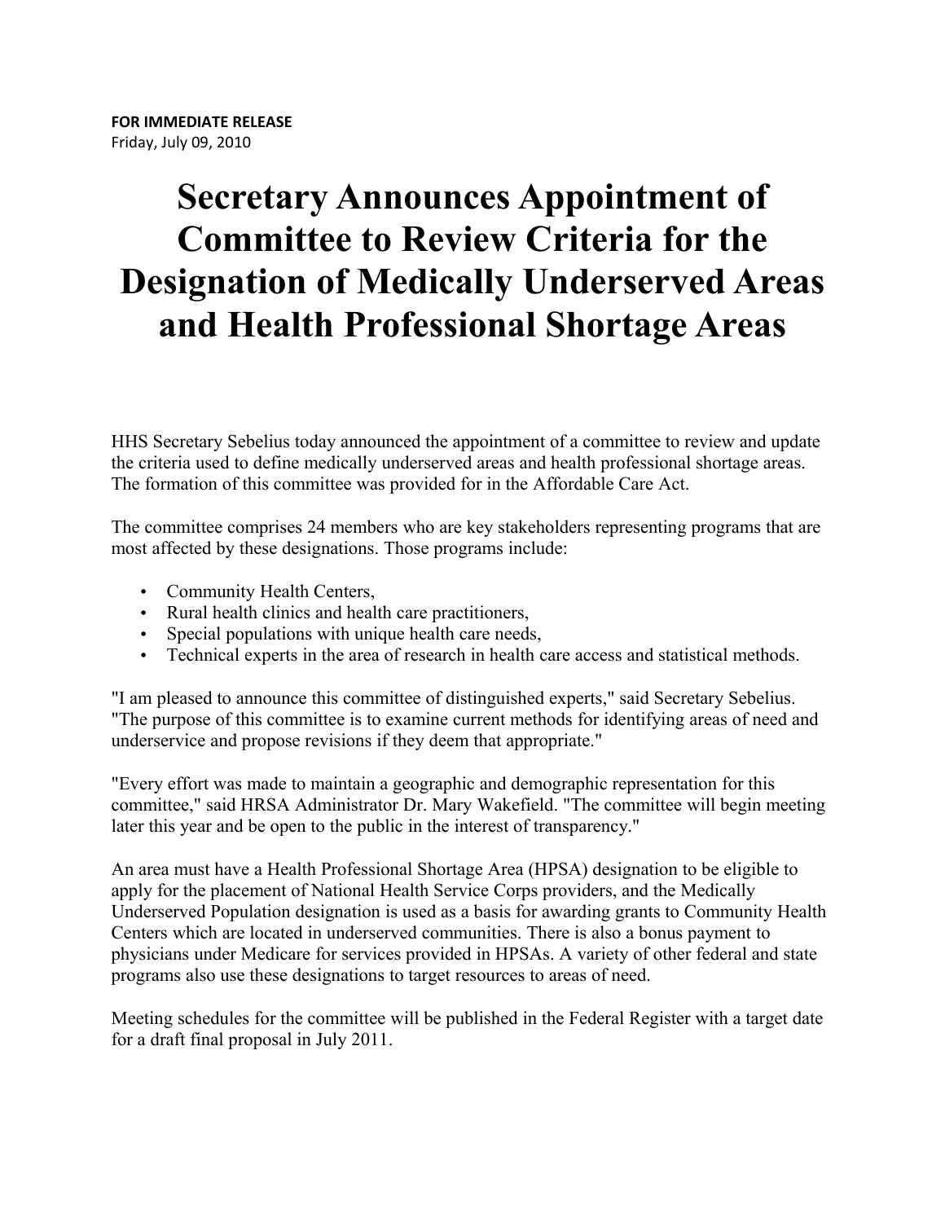**FOR IMMEDIATE RELEASE**
Friday, July 09, 2010

# Secretary Announces Appointment of Committee to Review Criteria for the Designation of Medically Underserved Areas and Health Professional Shortage Areas

HHS Secretary Sebelius today announced the appointment of a committee to review and update the criteria used to define medically underserved areas and health professional shortage areas. The formation of this committee was provided for in the Affordable Care Act.

The committee comprises 24 members who are key stakeholders representing programs that are most affected by these designations. Those programs include:

- Community Health Centers,
- Rural health clinics and health care practitioners,
- Special populations with unique health care needs,
- Technical experts in the area of research in health care access and statistical methods.

"I am pleased to announce this committee of distinguished experts," said Secretary Sebelius. "The purpose of this committee is to examine current methods for identifying areas of need and underservice and propose revisions if they deem that appropriate."

"Every effort was made to maintain a geographic and demographic representation for this committee," said HRSA Administrator Dr. Mary Wakefield. "The committee will begin meeting later this year and be open to the public in the interest of transparency."

An area must have a Health Professional Shortage Area (HPSA) designation to be eligible to apply for the placement of National Health Service Corps providers, and the Medically Underserved Population designation is used as a basis for awarding grants to Community Health Centers which are located in underserved communities. There is also a bonus payment to physicians under Medicare for services provided in HPSAs. A variety of other federal and state programs also use these designations to target resources to areas of need.

Meeting schedules for the committee will be published in the Federal Register with a target date for a draft final proposal in July 2011.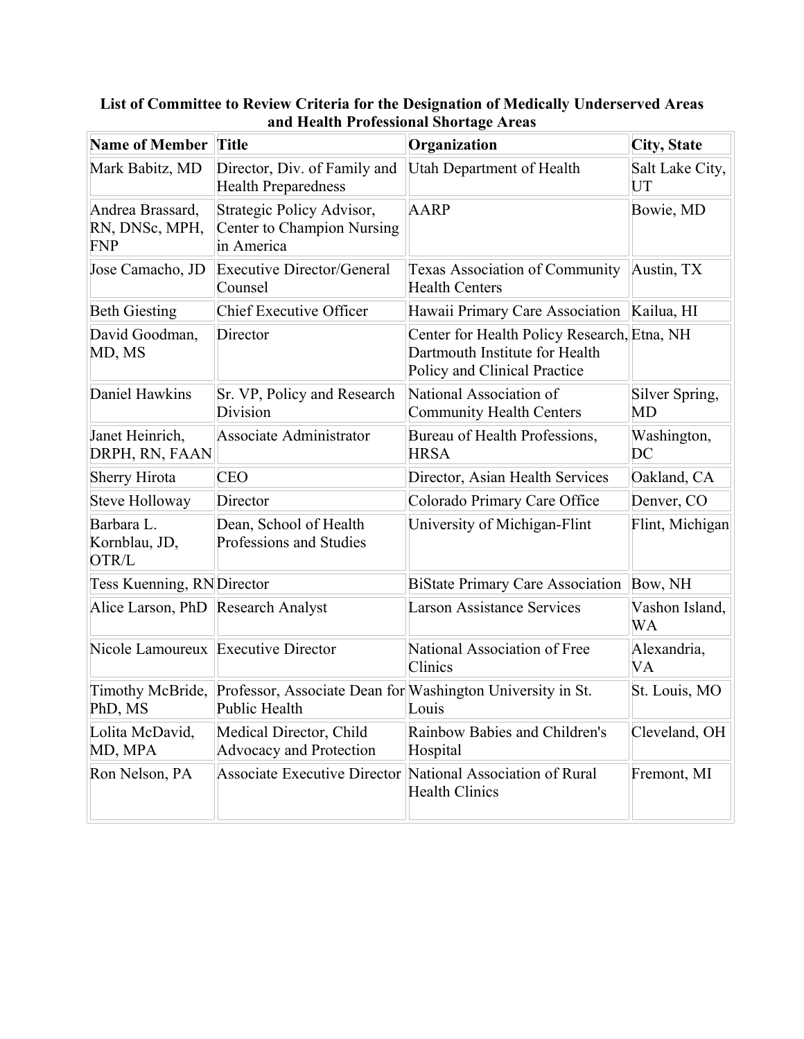**List of Committee to Review Criteria for the Designation of Medically Underserved Areas and Health Professional Shortage Areas**

| Name of Member | Title | Organization | City, State |
|---|---|---|---|
| Mark Babitz, MD | Director, Div. of Family and Health Preparedness | Utah Department of Health | Salt Lake City, UT |
| Andrea Brassard, RN, DNSc, MPH, FNP | Strategic Policy Advisor, Center to Champion Nursing in America | AARP | Bowie, MD |
| Jose Camacho, JD | Executive Director/General Counsel | Texas Association of Community Health Centers | Austin, TX |
| Beth Giesting | Chief Executive Officer | Hawaii Primary Care Association | Kailua, HI |
| David Goodman, MD, MS | Director | Center for Health Policy Research, Dartmouth Institute for Health Policy and Clinical Practice | Etna, NH |
| Daniel Hawkins | Sr. VP, Policy and Research Division | National Association of Community Health Centers | Silver Spring, MD |
| Janet Heinrich, DRPH, RN, FAAN | Associate Administrator | Bureau of Health Professions, HRSA | Washington, DC |
| Sherry Hirota | CEO | Director, Asian Health Services | Oakland, CA |
| Steve Holloway | Director | Colorado Primary Care Office | Denver, CO |
| Barbara L. Kornblau, JD, OTR/L | Dean, School of Health Professions and Studies | University of Michigan-Flint | Flint, Michigan |
| Tess Kuenning, RN | Director | BiState Primary Care Association | Bow, NH |
| Alice Larson, PhD | Research Analyst | Larson Assistance Services | Vashon Island, WA |
| Nicole Lamoureux | Executive Director | National Association of Free Clinics | Alexandria, VA |
| Timothy McBride, PhD, MS | Professor, Associate Dean for Public Health | Washington University in St. Louis | St. Louis, MO |
| Lolita McDavid, MD, MPA | Medical Director, Child Advocacy and Protection | Rainbow Babies and Children's Hospital | Cleveland, OH |
| Ron Nelson, PA | Associate Executive Director | National Association of Rural Health Clinics | Fremont, MI |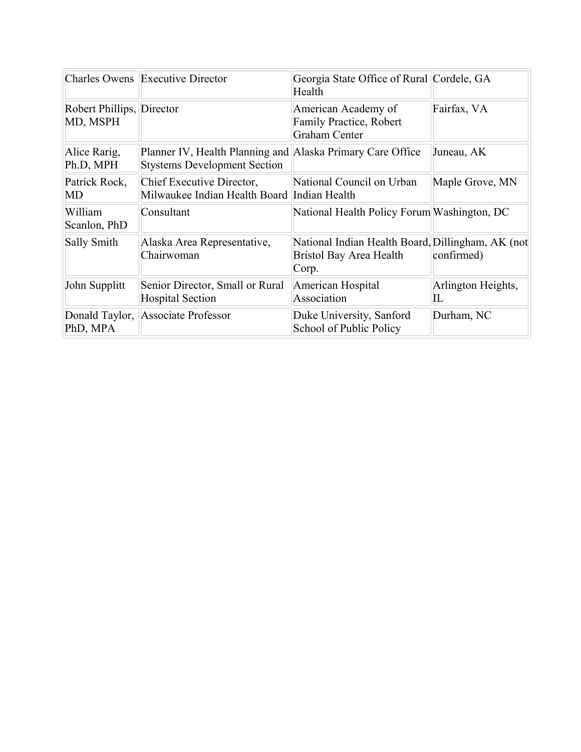| | | | |
|---|---|---|---|
| Charles Owens | Executive Director | Georgia State Office of Rural Health | Cordele, GA |
| Robert Phillips, MD, MSPH | Director | American Academy of Family Practice, Robert Graham Center | Fairfax, VA |
| Alice Rarig, Ph.D, MPH | Planner IV, Health Planning and Stystems Development Section | Alaska Primary Care Office | Juneau, AK |
| Patrick Rock, MD | Chief Executive Director, Milwaukee Indian Health Board | National Council on Urban Indian Health | Maple Grove, MN |
| William Scanlon, PhD | Consultant | National Health Policy Forum | Washington, DC |
| Sally Smith | Alaska Area Representative, Chairwoman | National Indian Health Board, Bristol Bay Area Health Corp. | Dillingham, AK (not confirmed) |
| John Supplitt | Senior Director, Small or Rural Hospital Section | American Hospital Association | Arlington Heights, IL |
| Donald Taylor, PhD, MPA | Associate Professor | Duke University, Sanford School of Public Policy | Durham, NC |